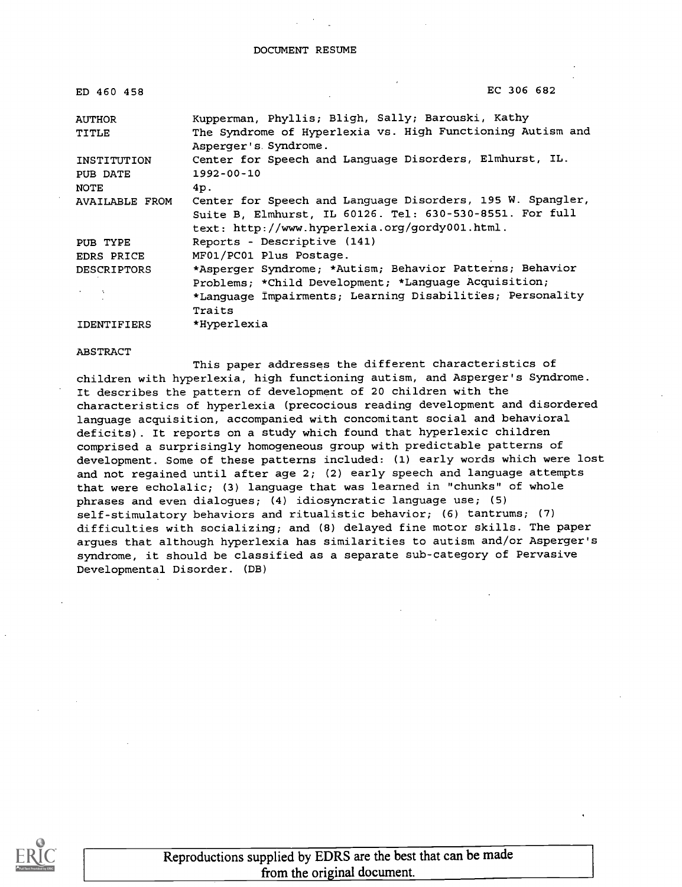# DOCUMENT RESUME

| | |
|---|---|
| ED 460 458 | EC 306 682 |
| AUTHOR | Kupperman, Phyllis; Bligh, Sally; Barouski, Kathy |
| TITLE | The Syndrome of Hyperlexia vs. High Functioning Autism and Asperger's Syndrome. |
| INSTITUTION | Center for Speech and Language Disorders, Elmhurst, IL. |
| PUB DATE | 1992-00-10 |
| NOTE | 4p. |
| AVAILABLE FROM | Center for Speech and Language Disorders, 195 W. Spangler, Suite B, Elmhurst, IL 60126. Tel: 630-530-8551. For full text: http://www.hyperlexia.org/gordy001.html. |
| PUB TYPE | Reports - Descriptive (141) |
| EDRS PRICE | MF01/PC01 Plus Postage. |
| DESCRIPTORS | *Asperger Syndrome; *Autism; Behavior Patterns; Behavior Problems; *Child Development; *Language Acquisition; *Language Impairments; Learning Disabilities; Personality Traits |
| IDENTIFIERS | *Hyperlexia |

ABSTRACT

This paper addresses the different characteristics of children with hyperlexia, high functioning autism, and Asperger's Syndrome. It describes the pattern of development of 20 children with the characteristics of hyperlexia (precocious reading development and disordered language acquisition, accompanied with concomitant social and behavioral deficits). It reports on a study which found that hyperlexic children comprised a surprisingly homogeneous group with predictable patterns of development. Some of these patterns included: (1) early words which were lost and not regained until after age 2; (2) early speech and language attempts that were echolalic; (3) language that was learned in "chunks" of whole phrases and even dialogues; (4) idiosyncratic language use; (5) self-stimulatory behaviors and ritualistic behavior; (6) tantrums; (7) difficulties with socializing; and (8) delayed fine motor skills. The paper argues that although hyperlexia has similarities to autism and/or Asperger's syndrome, it should be classified as a separate sub-category of Pervasive Developmental Disorder. (DB)

Reproductions supplied by EDRS are the best that can be made from the original document.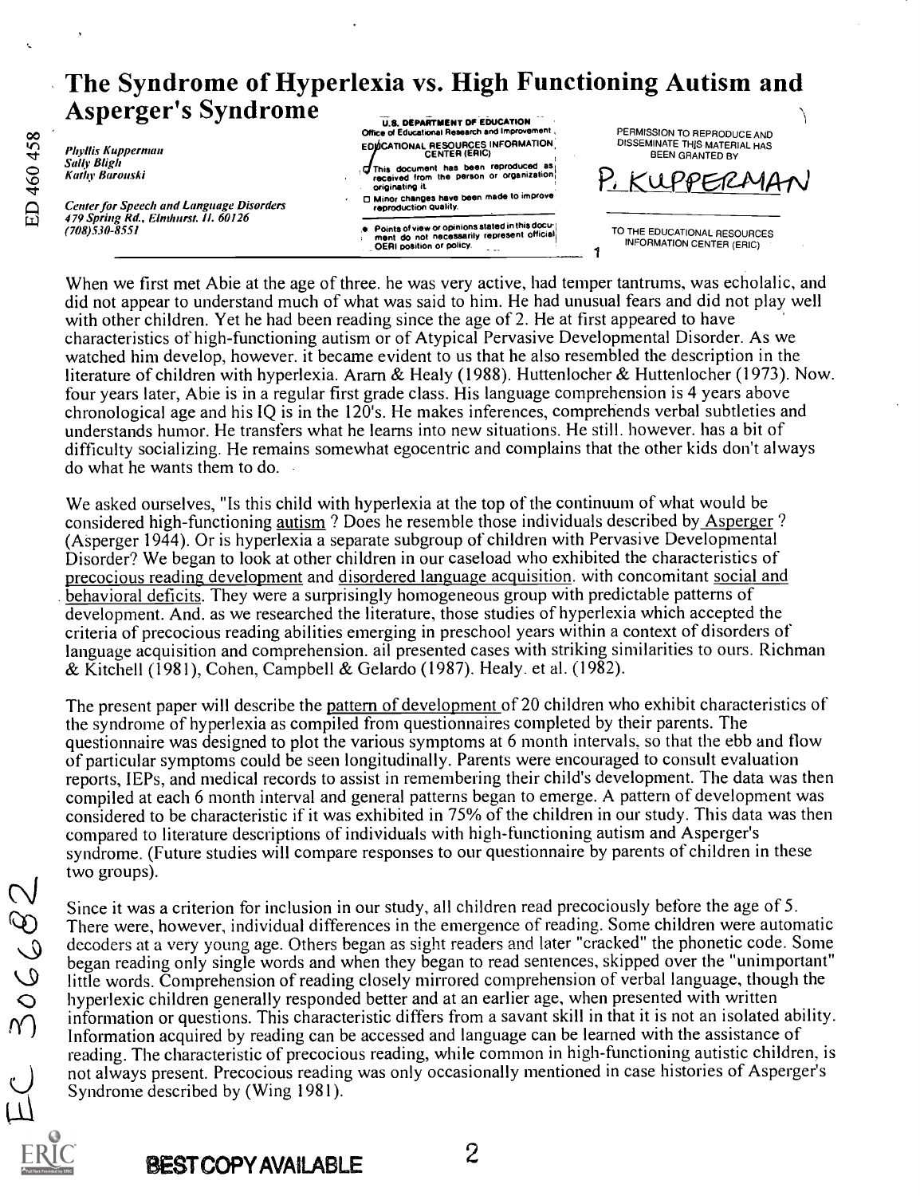# The Syndrome of Hyperlexia vs. High Functioning Autism and Asperger's Syndrome

*Phyllis Kupperman*
*Sally Bligh*
*Kathy Barouski*

*Center for Speech and Language Disorders*
*479 Spring Rd., Elmhurst. Il. 60126*
*(708)530-8551*

When we first met Abie at the age of three. he was very active, had temper tantrums, was echolalic, and did not appear to understand much of what was said to him. He had unusual fears and did not play well with other children. Yet he had been reading since the age of 2. He at first appeared to have characteristics of high-functioning autism or of Atypical Pervasive Developmental Disorder. As we watched him develop, however. it became evident to us that he also resembled the description in the literature of children with hyperlexia. Aram & Healy (1988). Huttenlocher & Huttenlocher (1973). Now. four years later, Abie is in a regular first grade class. His language comprehension is 4 years above chronological age and his IQ is in the 120's. He makes inferences, comprehends verbal subtleties and understands humor. He transfers what he learns into new situations. He still. however. has a bit of difficulty socializing. He remains somewhat egocentric and complains that the other kids don't always do what he wants them to do.

We asked ourselves, "Is this child with hyperlexia at the top of the continuum of what would be considered high-functioning autism ? Does he resemble those individuals described by Asperger ? (Asperger 1944). Or is hyperlexia a separate subgroup of children with Pervasive Developmental Disorder? We began to look at other children in our caseload who exhibited the characteristics of precocious reading development and disordered language acquisition. with concomitant social and behavioral deficits. They were a surprisingly homogeneous group with predictable patterns of development. And. as we researched the literature, those studies of hyperlexia which accepted the criteria of precocious reading abilities emerging in preschool years within a context of disorders of language acquisition and comprehension. all presented cases with striking similarities to ours. Richman & Kitchell (1981), Cohen, Campbell & Gelardo (1987). Healy. et al. (1982).

The present paper will describe the pattern of development of 20 children who exhibit characteristics of the syndrome of hyperlexia as compiled from questionnaires completed by their parents. The questionnaire was designed to plot the various symptoms at 6 month intervals, so that the ebb and flow of particular symptoms could be seen longitudinally. Parents were encouraged to consult evaluation reports, IEPs, and medical records to assist in remembering their child's development. The data was then compiled at each 6 month interval and general patterns began to emerge. A pattern of development was considered to be characteristic if it was exhibited in 75% of the children in our study. This data was then compared to literature descriptions of individuals with high-functioning autism and Asperger's syndrome. (Future studies will compare responses to our questionnaire by parents of children in these two groups).

Since it was a criterion for inclusion in our study, all children read precociously before the age of 5. There were, however, individual differences in the emergence of reading. Some children were automatic decoders at a very young age. Others began as sight readers and later "cracked" the phonetic code. Some began reading only single words and when they began to read sentences, skipped over the "unimportant" little words. Comprehension of reading closely mirrored comprehension of verbal language, though the hyperlexic children generally responded better and at an earlier age, when presented with written information or questions. This characteristic differs from a savant skill in that it is not an isolated ability. Information acquired by reading can be accessed and language can be learned with the assistance of reading. The characteristic of precocious reading, while common in high-functioning autistic children, is not always present. Precocious reading was only occasionally mentioned in case histories of Asperger's Syndrome described by (Wing 1981).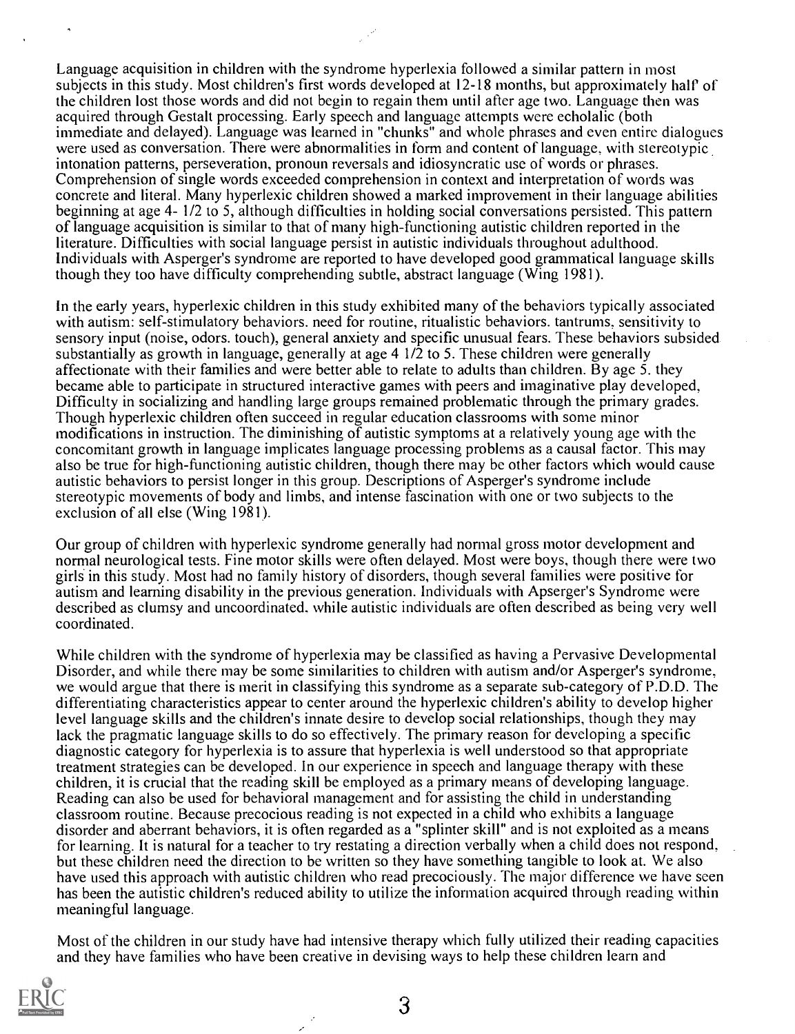Language acquisition in children with the syndrome hyperlexia followed a similar pattern in most subjects in this study. Most children's first words developed at 12-18 months, but approximately half of the children lost those words and did not begin to regain them until after age two. Language then was acquired through Gestalt processing. Early speech and language attempts were echolalic (both immediate and delayed). Language was learned in "chunks" and whole phrases and even entire dialogues were used as conversation. There were abnormalities in form and content of language, with stereotypic intonation patterns, perseveration, pronoun reversals and idiosyncratic use of words or phrases. Comprehension of single words exceeded comprehension in context and interpretation of words was concrete and literal. Many hyperlexic children showed a marked improvement in their language abilities beginning at age 4- 1/2 to 5, although difficulties in holding social conversations persisted. This pattern of language acquisition is similar to that of many high-functioning autistic children reported in the literature. Difficulties with social language persist in autistic individuals throughout adulthood. Individuals with Asperger's syndrome are reported to have developed good grammatical language skills though they too have difficulty comprehending subtle, abstract language (Wing 1981).

In the early years, hyperlexic children in this study exhibited many of the behaviors typically associated with autism: self-stimulatory behaviors. need for routine, ritualistic behaviors. tantrums, sensitivity to sensory input (noise, odors. touch), general anxiety and specific unusual fears. These behaviors subsided substantially as growth in language, generally at age 4 1/2 to 5. These children were generally affectionate with their families and were better able to relate to adults than children. By age 5. they became able to participate in structured interactive games with peers and imaginative play developed, Difficulty in socializing and handling large groups remained problematic through the primary grades. Though hyperlexic children often succeed in regular education classrooms with some minor modifications in instruction. The diminishing of autistic symptoms at a relatively young age with the concomitant growth in language implicates language processing problems as a causal factor. This may also be true for high-functioning autistic children, though there may be other factors which would cause autistic behaviors to persist longer in this group. Descriptions of Asperger's syndrome include stereotypic movements of body and limbs, and intense fascination with one or two subjects to the exclusion of all else (Wing 1981).

Our group of children with hyperlexic syndrome generally had normal gross motor development and normal neurological tests. Fine motor skills were often delayed. Most were boys, though there were two girls in this study. Most had no family history of disorders, though several families were positive for autism and learning disability in the previous generation. Individuals with Apserger's Syndrome were described as clumsy and uncoordinated. while autistic individuals are often described as being very well coordinated.

While children with the syndrome of hyperlexia may be classified as having a Pervasive Developmental Disorder, and while there may be some similarities to children with autism and/or Asperger's syndrome, we would argue that there is merit in classifying this syndrome as a separate sub-category of P.D.D. The differentiating characteristics appear to center around the hyperlexic children's ability to develop higher level language skills and the children's innate desire to develop social relationships, though they may lack the pragmatic language skills to do so effectively. The primary reason for developing a specific diagnostic category for hyperlexia is to assure that hyperlexia is well understood so that appropriate treatment strategies can be developed. In our experience in speech and language therapy with these children, it is crucial that the reading skill be employed as a primary means of developing language. Reading can also be used for behavioral management and for assisting the child in understanding classroom routine. Because precocious reading is not expected in a child who exhibits a language disorder and aberrant behaviors, it is often regarded as a "splinter skill" and is not exploited as a means for learning. It is natural for a teacher to try restating a direction verbally when a child does not respond, but these children need the direction to be written so they have something tangible to look at. We also have used this approach with autistic children who read precociously. The major difference we have seen has been the autistic children's reduced ability to utilize the information acquired through reading within meaningful language.

Most of the children in our study have had intensive therapy which fully utilized their reading capacities and they have families who have been creative in devising ways to help these children learn and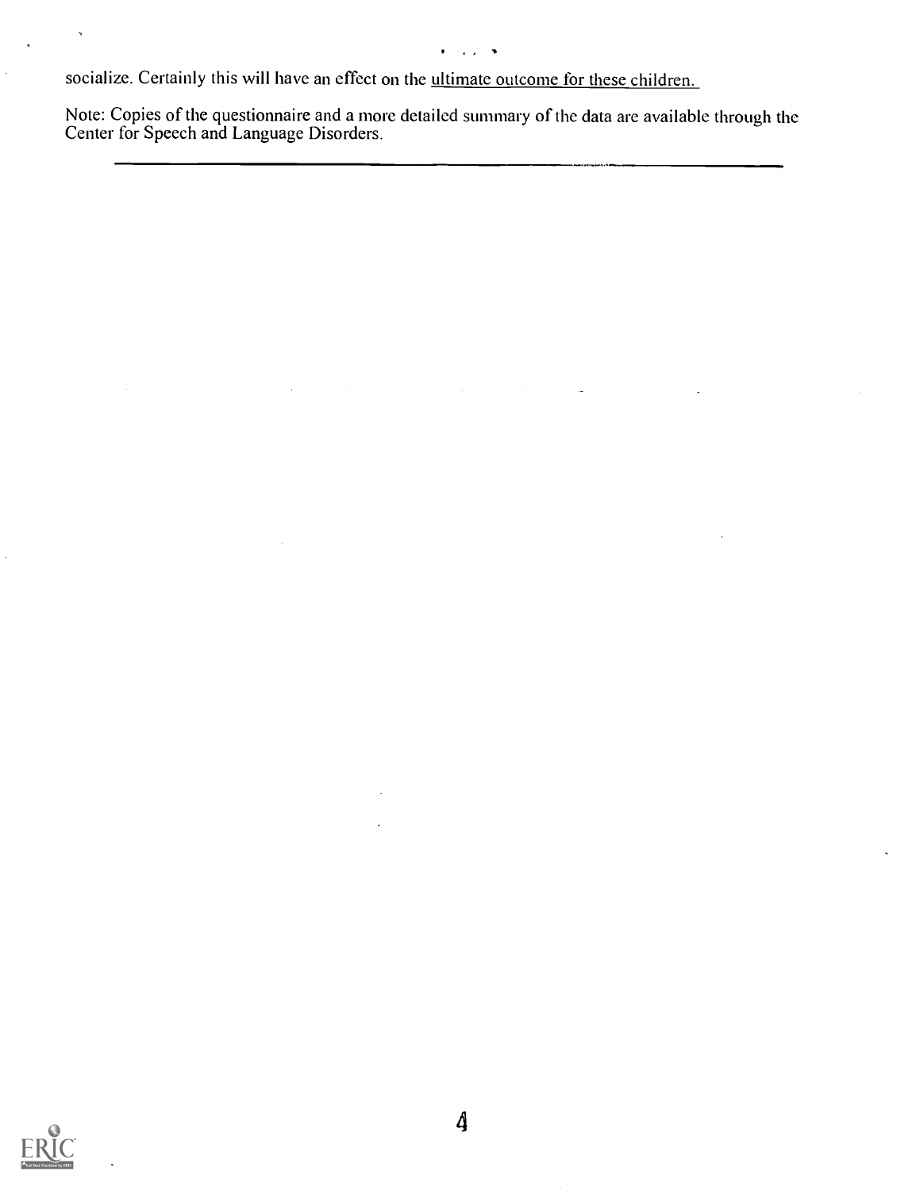socialize. Certainly this will have an effect on the ultimate outcome for these children.

Note: Copies of the questionnaire and a more detailed summary of the data are available through the Center for Speech and Language Disorders.

---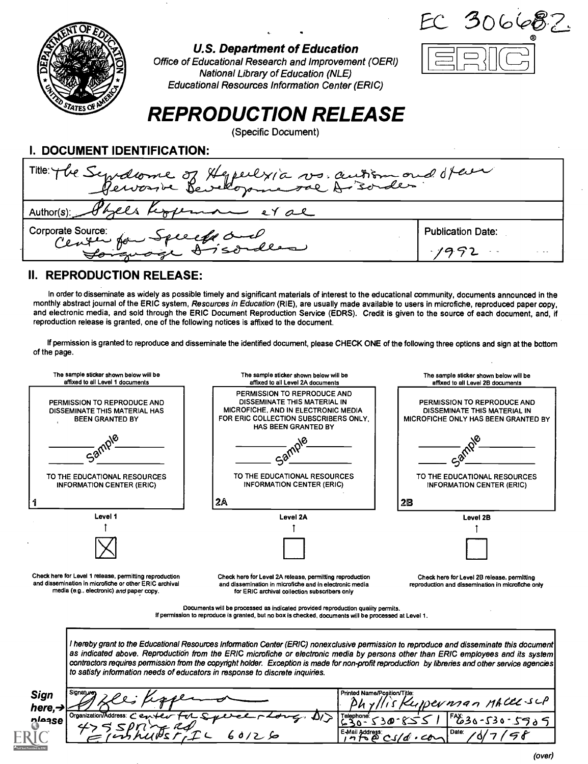EC 306682

**U.S. Department of Education**
*Office of Educational Research and Improvement (OERI)*
*National Library of Education (NLE)*
*Educational Resources Information Center (ERIC)*

ERIC®

# REPRODUCTION RELEASE

(Specific Document)

## I. DOCUMENT IDENTIFICATION:

| | |
|---|---|
| Title: The Syndrome of Hyperlexia vs. autism and other Pervasive Developmental Disorders | |
| Author(s): Phyllis Kupperman et al | |
| Corporate Source: Center for Speech and Language Disorders | Publication Date: 1992 |

## II. REPRODUCTION RELEASE:

In order to disseminate as widely as possible timely and significant materials of interest to the educational community, documents announced in the monthly abstract journal of the ERIC system, *Resources in Education* (RIE), are usually made available to users in microfiche, reproduced paper copy, and electronic media, and sold through the ERIC Document Reproduction Service (EDRS). Credit is given to the source of each document, and, if reproduction release is granted, one of the following notices is affixed to the document.

If permission is granted to reproduce and disseminate the identified document, please CHECK ONE of the following three options and sign at the bottom of the page.

| The sample sticker shown below will be affixed to all Level 1 documents | The sample sticker shown below will be affixed to all Level 2A documents | The sample sticker shown below will be affixed to all Level 2B documents |
|---|---|---|
| PERMISSION TO REPRODUCE AND DISSEMINATE THIS MATERIAL HAS BEEN GRANTED BY ___ sample ___ TO THE EDUCATIONAL RESOURCES INFORMATION CENTER (ERIC) | PERMISSION TO REPRODUCE AND DISSEMINATE THIS MATERIAL IN MICROFICHE, AND IN ELECTRONIC MEDIA FOR ERIC COLLECTION SUBSCRIBERS ONLY, HAS BEEN GRANTED BY ___ sample ___ TO THE EDUCATIONAL RESOURCES INFORMATION CENTER (ERIC) | PERMISSION TO REPRODUCE AND DISSEMINATE THIS MATERIAL IN MICROFICHE ONLY HAS BEEN GRANTED BY ___ sample ___ TO THE EDUCATIONAL RESOURCES INFORMATION CENTER (ERIC) |
| 1 | 2A | 2B |
| Level 1 | Level 2A | Level 2B |
| [X] | [ ] | [ ] |
| Check here for Level 1 release, permitting reproduction and dissemination in microfiche or other ERIC archival media (e.g., electronic) *and* paper copy. | Check here for Level 2A release, permitting reproduction and dissemination in microfiche and in electronic media for ERIC archival collection subscribers only | Check here for Level 2B release, permitting reproduction and dissemination in microfiche only |

Documents will be processed as indicated provided reproduction quality permits.
If permission to reproduce is granted, but no box is checked, documents will be processed at Level 1.

*I hereby grant to the Educational Resources Information Center (ERIC) nonexclusive permission to reproduce and disseminate this document as indicated above. Reproduction from the ERIC microfiche or electronic media by persons other than ERIC employees and its system contractors requires permission from the copyright holder. Exception is made for non-profit reproduction by libraries and other service agencies to satisfy information needs of educators in response to discrete inquiries.*

**Sign here,→ please**

| | | |
|---|---|---|
| Signature: Phyllis Kupperman | Printed Name/Position/Title: Phyllis Kupperman MAccc-SLP | |
| Organization/Address: Center for Speech-Lang. D/O 475 Spring Rd Elmhurst, IL 60126 | Telephone: 630-530-8551 | FAX: 630-530-5909 |
| | E-Mail Address: info@csld.com | Date: 10/7/98 |

(over)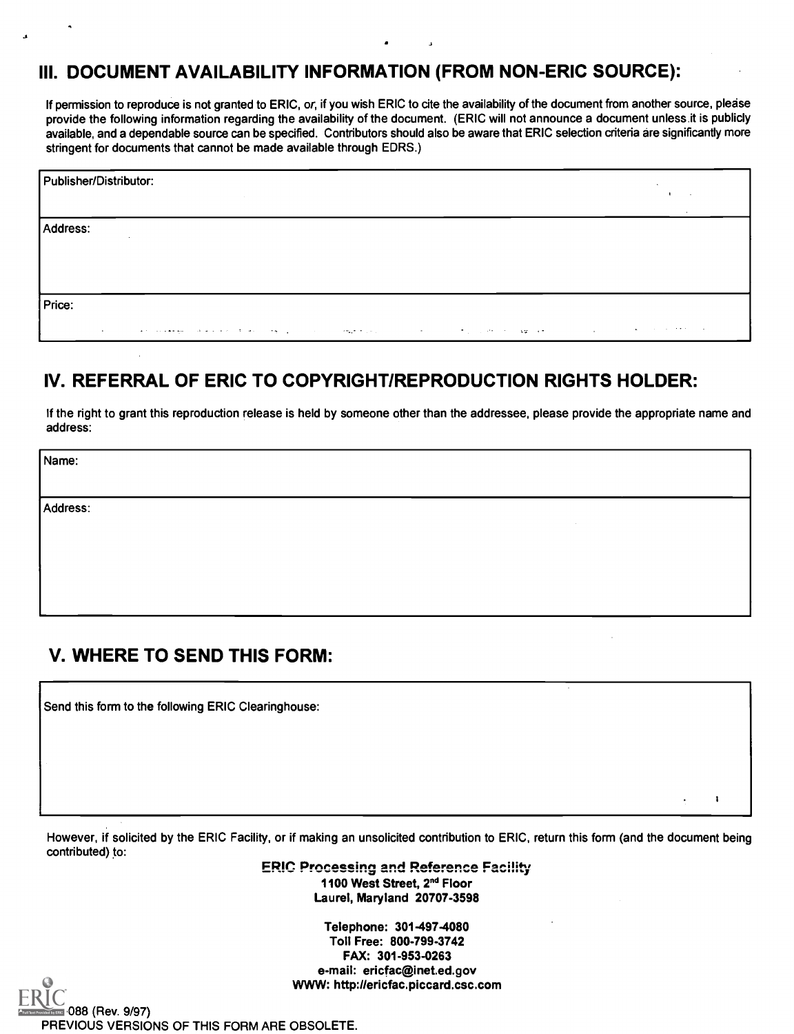## III. DOCUMENT AVAILABILITY INFORMATION (FROM NON-ERIC SOURCE):

If permission to reproduce is not granted to ERIC, or, if you wish ERIC to cite the availability of the document from another source, please provide the following information regarding the availability of the document. (ERIC will not announce a document unless it is publicly available, and a dependable source can be specified. Contributors should also be aware that ERIC selection criteria are significantly more stringent for documents that cannot be made available through EDRS.)

| |
|---|
| Publisher/Distributor: |
| Address: |
| Price: |

## IV. REFERRAL OF ERIC TO COPYRIGHT/REPRODUCTION RIGHTS HOLDER:

If the right to grant this reproduction release is held by someone other than the addressee, please provide the appropriate name and address:

| |
|---|
| Name: |
| Address: |

## V. WHERE TO SEND THIS FORM:

| |
|---|
| Send this form to the following ERIC Clearinghouse: |

However, if solicited by the ERIC Facility, or if making an unsolicited contribution to ERIC, return this form (and the document being contributed) to:

**ERIC Processing and Reference Facility**
**1100 West Street, 2nd Floor**
**Laurel, Maryland 20707-3598**

**Telephone: 301-497-4080**
**Toll Free: 800-799-3742**
**FAX: 301-953-0263**
**e-mail: ericfac@inet.ed.gov**
**WWW: http://ericfac.piccard.csc.com**

088 (Rev. 9/97)
PREVIOUS VERSIONS OF THIS FORM ARE OBSOLETE.